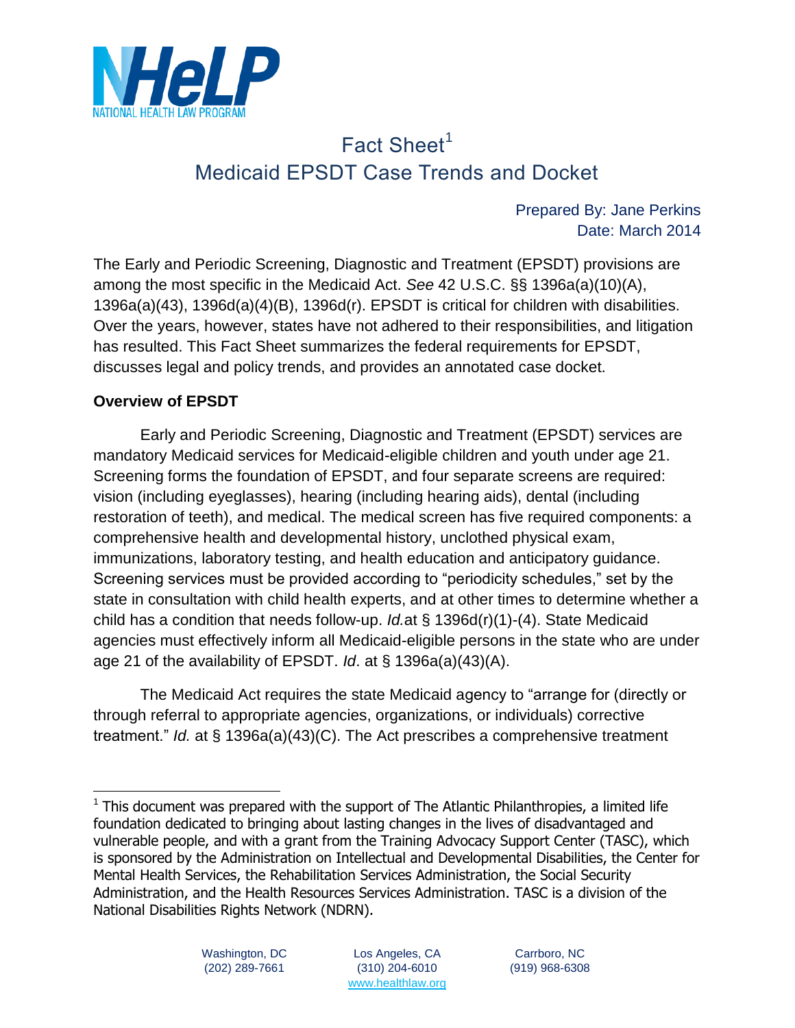NHeLP
NATIONAL HEALTH LAW PROGRAM

# Fact Sheet[1]
# Medicaid EPSDT Case Trends and Docket

Prepared By: Jane Perkins
Date: March 2014

The Early and Periodic Screening, Diagnostic and Treatment (EPSDT) provisions are among the most specific in the Medicaid Act. *See* 42 U.S.C. §§ 1396a(a)(10)(A), 1396a(a)(43), 1396d(a)(4)(B), 1396d(r). EPSDT is critical for children with disabilities. Over the years, however, states have not adhered to their responsibilities, and litigation has resulted. This Fact Sheet summarizes the federal requirements for EPSDT, discusses legal and policy trends, and provides an annotated case docket.

**Overview of EPSDT**

Early and Periodic Screening, Diagnostic and Treatment (EPSDT) services are mandatory Medicaid services for Medicaid-eligible children and youth under age 21. Screening forms the foundation of EPSDT, and four separate screens are required: vision (including eyeglasses), hearing (including hearing aids), dental (including restoration of teeth), and medical. The medical screen has five required components: a comprehensive health and developmental history, unclothed physical exam, immunizations, laboratory testing, and health education and anticipatory guidance. Screening services must be provided according to "periodicity schedules," set by the state in consultation with child health experts, and at other times to determine whether a child has a condition that needs follow-up. *Id.*at § 1396d(r)(1)-(4). State Medicaid agencies must effectively inform all Medicaid-eligible persons in the state who are under age 21 of the availability of EPSDT. *Id*. at § 1396a(a)(43)(A).

The Medicaid Act requires the state Medicaid agency to "arrange for (directly or through referral to appropriate agencies, organizations, or individuals) corrective treatment." *Id.* at § 1396a(a)(43)(C). The Act prescribes a comprehensive treatment

[1] This document was prepared with the support of The Atlantic Philanthropies, a limited life foundation dedicated to bringing about lasting changes in the lives of disadvantaged and vulnerable people, and with a grant from the Training Advocacy Support Center (TASC), which is sponsored by the Administration on Intellectual and Developmental Disabilities, the Center for Mental Health Services, the Rehabilitation Services Administration, the Social Security Administration, and the Health Resources Services Administration. TASC is a division of the National Disabilities Rights Network (NDRN).

Washington, DC (202) 289-7661 | Los Angeles, CA (310) 204-6010 | Carrboro, NC (919) 968-6308 | www.healthlaw.org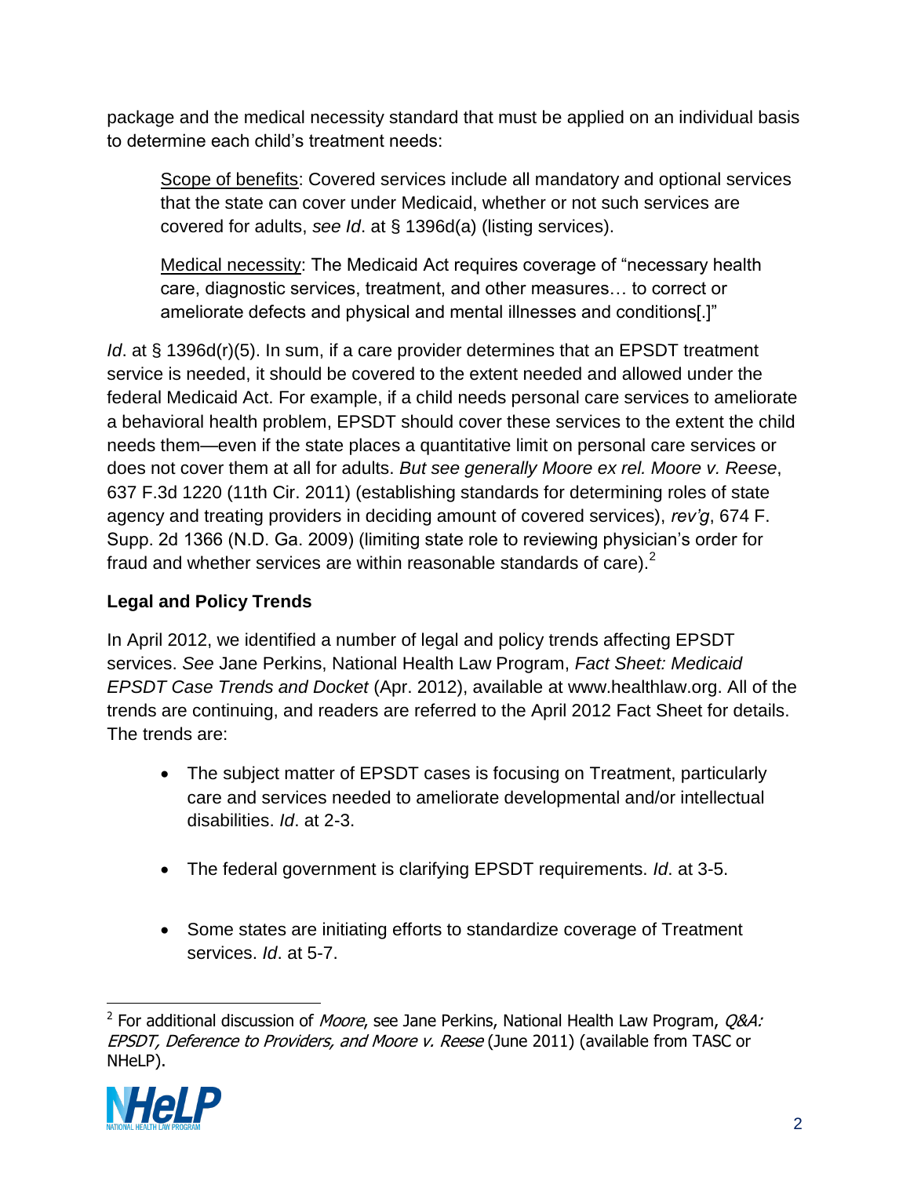package and the medical necessity standard that must be applied on an individual basis to determine each child's treatment needs:

> Scope of benefits: Covered services include all mandatory and optional services that the state can cover under Medicaid, whether or not such services are covered for adults, *see Id*. at § 1396d(a) (listing services).
>
> Medical necessity: The Medicaid Act requires coverage of "necessary health care, diagnostic services, treatment, and other measures… to correct or ameliorate defects and physical and mental illnesses and conditions[.]"

*Id*. at § 1396d(r)(5). In sum, if a care provider determines that an EPSDT treatment service is needed, it should be covered to the extent needed and allowed under the federal Medicaid Act. For example, if a child needs personal care services to ameliorate a behavioral health problem, EPSDT should cover these services to the extent the child needs them—even if the state places a quantitative limit on personal care services or does not cover them at all for adults. *But see generally Moore ex rel. Moore v. Reese*, 637 F.3d 1220 (11th Cir. 2011) (establishing standards for determining roles of state agency and treating providers in deciding amount of covered services), *rev'g*, 674 F. Supp. 2d 1366 (N.D. Ga. 2009) (limiting state role to reviewing physician's order for fraud and whether services are within reasonable standards of care).[2]

**Legal and Policy Trends**

In April 2012, we identified a number of legal and policy trends affecting EPSDT services. *See* Jane Perkins, National Health Law Program, *Fact Sheet: Medicaid EPSDT Case Trends and Docket* (Apr. 2012), available at www.healthlaw.org. All of the trends are continuing, and readers are referred to the April 2012 Fact Sheet for details. The trends are:

- The subject matter of EPSDT cases is focusing on Treatment, particularly care and services needed to ameliorate developmental and/or intellectual disabilities. *Id*. at 2-3.
- The federal government is clarifying EPSDT requirements. *Id*. at 3-5.
- Some states are initiating efforts to standardize coverage of Treatment services. *Id*. at 5-7.

[2] For additional discussion of *Moore*, see Jane Perkins, National Health Law Program, *Q&A: EPSDT, Deference to Providers, and Moore v. Reese* (June 2011) (available from TASC or NHeLP).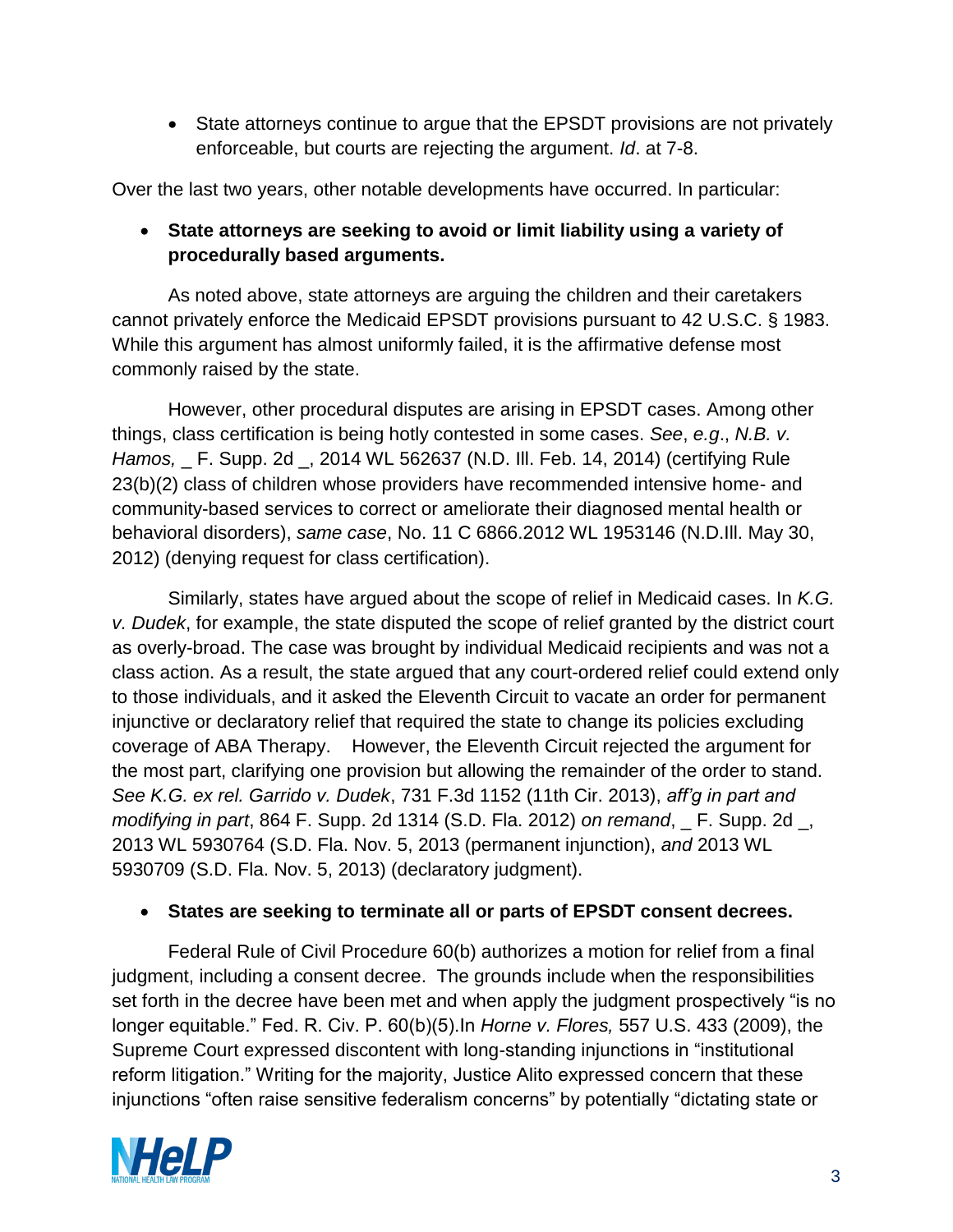- State attorneys continue to argue that the EPSDT provisions are not privately enforceable, but courts are rejecting the argument. *Id*. at 7-8.

Over the last two years, other notable developments have occurred. In particular:

- **State attorneys are seeking to avoid or limit liability using a variety of procedurally based arguments.**

As noted above, state attorneys are arguing the children and their caretakers cannot privately enforce the Medicaid EPSDT provisions pursuant to 42 U.S.C. § 1983. While this argument has almost uniformly failed, it is the affirmative defense most commonly raised by the state.

However, other procedural disputes are arising in EPSDT cases. Among other things, class certification is being hotly contested in some cases. *See*, *e.g*., *N.B. v. Hamos,* _ F. Supp. 2d _, 2014 WL 562637 (N.D. Ill. Feb. 14, 2014) (certifying Rule 23(b)(2) class of children whose providers have recommended intensive home- and community-based services to correct or ameliorate their diagnosed mental health or behavioral disorders), *same case*, No. 11 C 6866.2012 WL 1953146 (N.D.Ill. May 30, 2012) (denying request for class certification).

Similarly, states have argued about the scope of relief in Medicaid cases. In *K.G. v. Dudek*, for example, the state disputed the scope of relief granted by the district court as overly-broad. The case was brought by individual Medicaid recipients and was not a class action. As a result, the state argued that any court-ordered relief could extend only to those individuals, and it asked the Eleventh Circuit to vacate an order for permanent injunctive or declaratory relief that required the state to change its policies excluding coverage of ABA Therapy. However, the Eleventh Circuit rejected the argument for the most part, clarifying one provision but allowing the remainder of the order to stand. *See K.G. ex rel. Garrido v. Dudek*, 731 F.3d 1152 (11th Cir. 2013), *aff'g in part and modifying in part*, 864 F. Supp. 2d 1314 (S.D. Fla. 2012) *on remand*, _ F. Supp. 2d _, 2013 WL 5930764 (S.D. Fla. Nov. 5, 2013 (permanent injunction), *and* 2013 WL 5930709 (S.D. Fla. Nov. 5, 2013) (declaratory judgment).

- **States are seeking to terminate all or parts of EPSDT consent decrees.**

Federal Rule of Civil Procedure 60(b) authorizes a motion for relief from a final judgment, including a consent decree. The grounds include when the responsibilities set forth in the decree have been met and when apply the judgment prospectively "is no longer equitable." Fed. R. Civ. P. 60(b)(5).In *Horne v. Flores,* 557 U.S. 433 (2009), the Supreme Court expressed discontent with long-standing injunctions in "institutional reform litigation." Writing for the majority, Justice Alito expressed concern that these injunctions "often raise sensitive federalism concerns" by potentially "dictating state or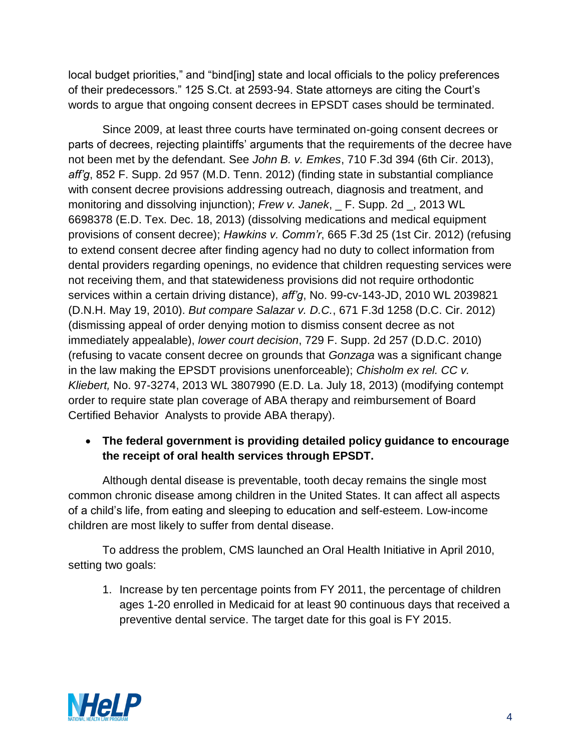local budget priorities," and "bind[ing] state and local officials to the policy preferences of their predecessors." 125 S.Ct. at 2593-94. State attorneys are citing the Court's words to argue that ongoing consent decrees in EPSDT cases should be terminated.

Since 2009, at least three courts have terminated on-going consent decrees or parts of decrees, rejecting plaintiffs' arguments that the requirements of the decree have not been met by the defendant. See *John B. v. Emkes*, 710 F.3d 394 (6th Cir. 2013), *aff'g*, 852 F. Supp. 2d 957 (M.D. Tenn. 2012) (finding state in substantial compliance with consent decree provisions addressing outreach, diagnosis and treatment, and monitoring and dissolving injunction); *Frew v. Janek*, _ F. Supp. 2d _, 2013 WL 6698378 (E.D. Tex. Dec. 18, 2013) (dissolving medications and medical equipment provisions of consent decree); *Hawkins v. Comm'r*, 665 F.3d 25 (1st Cir. 2012) (refusing to extend consent decree after finding agency had no duty to collect information from dental providers regarding openings, no evidence that children requesting services were not receiving them, and that statewideness provisions did not require orthodontic services within a certain driving distance), *aff'g*, No. 99-cv-143-JD, 2010 WL 2039821 (D.N.H. May 19, 2010). *But compare Salazar v. D.C.*, 671 F.3d 1258 (D.C. Cir. 2012) (dismissing appeal of order denying motion to dismiss consent decree as not immediately appealable), *lower court decision*, 729 F. Supp. 2d 257 (D.D.C. 2010) (refusing to vacate consent decree on grounds that *Gonzaga* was a significant change in the law making the EPSDT provisions unenforceable); *Chisholm ex rel. CC v. Kliebert,* No. 97-3274, 2013 WL 3807990 (E.D. La. July 18, 2013) (modifying contempt order to require state plan coverage of ABA therapy and reimbursement of Board Certified Behavior Analysts to provide ABA therapy).

- **The federal government is providing detailed policy guidance to encourage the receipt of oral health services through EPSDT.**

Although dental disease is preventable, tooth decay remains the single most common chronic disease among children in the United States. It can affect all aspects of a child's life, from eating and sleeping to education and self-esteem. Low-income children are most likely to suffer from dental disease.

To address the problem, CMS launched an Oral Health Initiative in April 2010, setting two goals:

1. Increase by ten percentage points from FY 2011, the percentage of children ages 1-20 enrolled in Medicaid for at least 90 continuous days that received a preventive dental service. The target date for this goal is FY 2015.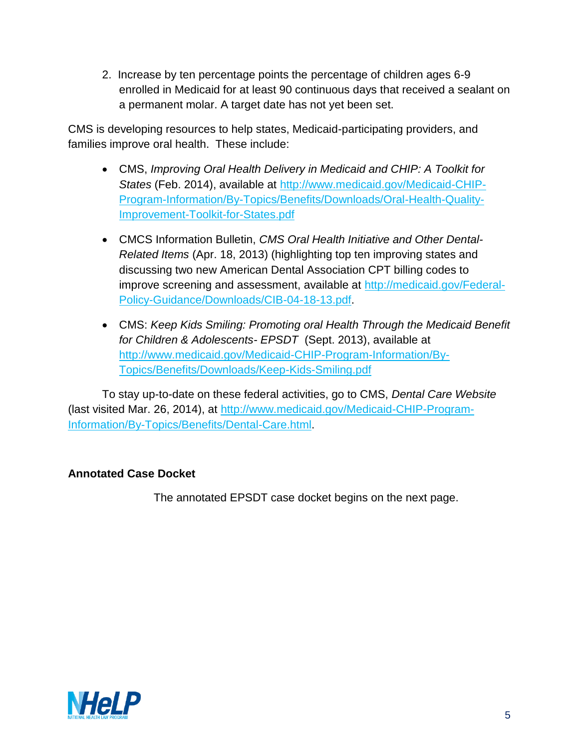2. Increase by ten percentage points the percentage of children ages 6-9 enrolled in Medicaid for at least 90 continuous days that received a sealant on a permanent molar. A target date has not yet been set.

CMS is developing resources to help states, Medicaid-participating providers, and families improve oral health. These include:

- CMS, *Improving Oral Health Delivery in Medicaid and CHIP: A Toolkit for States* (Feb. 2014), available at [http://www.medicaid.gov/Medicaid-CHIP-Program-Information/By-Topics/Benefits/Downloads/Oral-Health-Quality-Improvement-Toolkit-for-States.pdf](http://www.medicaid.gov/Medicaid-CHIP-Program-Information/By-Topics/Benefits/Downloads/Oral-Health-Quality-Improvement-Toolkit-for-States.pdf)

- CMCS Information Bulletin, *CMS Oral Health Initiative and Other Dental-Related Items* (Apr. 18, 2013) (highlighting top ten improving states and discussing two new American Dental Association CPT billing codes to improve screening and assessment, available at [http://medicaid.gov/Federal-Policy-Guidance/Downloads/CIB-04-18-13.pdf](http://medicaid.gov/Federal-Policy-Guidance/Downloads/CIB-04-18-13.pdf).

- CMS: *Keep Kids Smiling: Promoting oral Health Through the Medicaid Benefit for Children & Adolescents- EPSDT* (Sept. 2013), available at [http://www.medicaid.gov/Medicaid-CHIP-Program-Information/By-Topics/Benefits/Downloads/Keep-Kids-Smiling.pdf](http://www.medicaid.gov/Medicaid-CHIP-Program-Information/By-Topics/Benefits/Downloads/Keep-Kids-Smiling.pdf)

To stay up-to-date on these federal activities, go to CMS, *Dental Care Website* (last visited Mar. 26, 2014), at [http://www.medicaid.gov/Medicaid-CHIP-Program-Information/By-Topics/Benefits/Dental-Care.html](http://www.medicaid.gov/Medicaid-CHIP-Program-Information/By-Topics/Benefits/Dental-Care.html).

**Annotated Case Docket**

The annotated EPSDT case docket begins on the next page.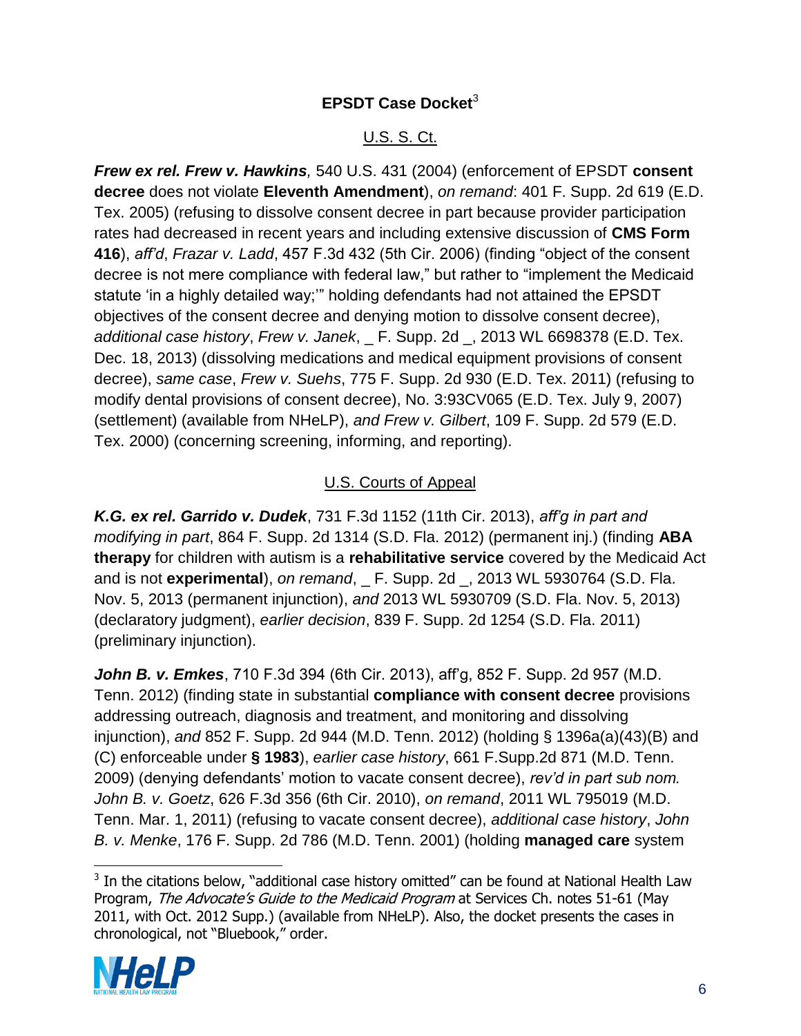## EPSDT Case Docket[3]

### U.S. S. Ct.

***Frew ex rel. Frew v. Hawkins**,* 540 U.S. 431 (2004) (enforcement of EPSDT **consent decree** does not violate **Eleventh Amendment**), *on remand*: 401 F. Supp. 2d 619 (E.D. Tex. 2005) (refusing to dissolve consent decree in part because provider participation rates had decreased in recent years and including extensive discussion of **CMS Form 416**), *aff'd*, *Frazar v. Ladd*, 457 F.3d 432 (5th Cir. 2006) (finding "object of the consent decree is not mere compliance with federal law," but rather to "implement the Medicaid statute 'in a highly detailed way;'" holding defendants had not attained the EPSDT objectives of the consent decree and denying motion to dissolve consent decree), *additional case history*, *Frew v. Janek*, _ F. Supp. 2d _, 2013 WL 6698378 (E.D. Tex. Dec. 18, 2013) (dissolving medications and medical equipment provisions of consent decree), *same case*, *Frew v. Suehs*, 775 F. Supp. 2d 930 (E.D. Tex. 2011) (refusing to modify dental provisions of consent decree), No. 3:93CV065 (E.D. Tex. July 9, 2007) (settlement) (available from NHeLP), *and Frew v. Gilbert*, 109 F. Supp. 2d 579 (E.D. Tex. 2000) (concerning screening, informing, and reporting).

### U.S. Courts of Appeal

***K.G. ex rel. Garrido v. Dudek***, 731 F.3d 1152 (11th Cir. 2013), *aff'g in part and modifying in part*, 864 F. Supp. 2d 1314 (S.D. Fla. 2012) (permanent inj.) (finding **ABA therapy** for children with autism is a **rehabilitative service** covered by the Medicaid Act and is not **experimental**), *on remand*, _ F. Supp. 2d _, 2013 WL 5930764 (S.D. Fla. Nov. 5, 2013 (permanent injunction), *and* 2013 WL 5930709 (S.D. Fla. Nov. 5, 2013) (declaratory judgment), *earlier decision*, 839 F. Supp. 2d 1254 (S.D. Fla. 2011) (preliminary injunction).

***John B. v. Emkes***, 710 F.3d 394 (6th Cir. 2013), aff'g, 852 F. Supp. 2d 957 (M.D. Tenn. 2012) (finding state in substantial **compliance with consent decree** provisions addressing outreach, diagnosis and treatment, and monitoring and dissolving injunction), *and* 852 F. Supp. 2d 944 (M.D. Tenn. 2012) (holding § 1396a(a)(43)(B) and (C) enforceable under **§ 1983**), *earlier case history*, 661 F.Supp.2d 871 (M.D. Tenn. 2009) (denying defendants' motion to vacate consent decree), *rev'd in part sub nom. John B. v. Goetz*, 626 F.3d 356 (6th Cir. 2010), *on remand*, 2011 WL 795019 (M.D. Tenn. Mar. 1, 2011) (refusing to vacate consent decree), *additional case history*, *John B. v. Menke*, 176 F. Supp. 2d 786 (M.D. Tenn. 2001) (holding **managed care** system

[3] In the citations below, "additional case history omitted" can be found at National Health Law Program, *The Advocate's Guide to the Medicaid Program* at Services Ch. notes 51-61 (May 2011, with Oct. 2012 Supp.) (available from NHeLP). Also, the docket presents the cases in chronological, not "Bluebook," order.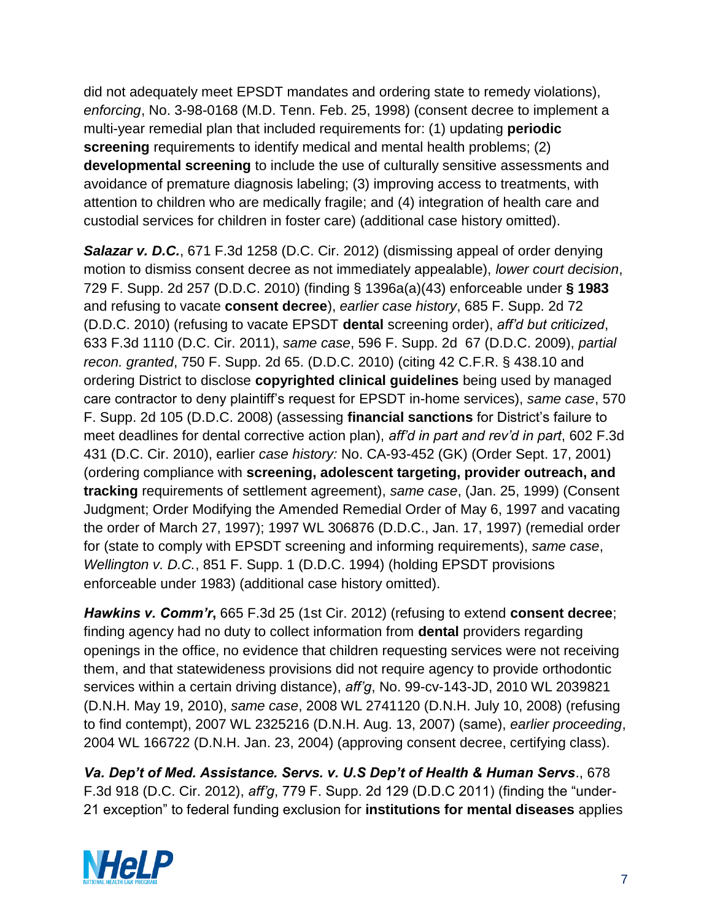did not adequately meet EPSDT mandates and ordering state to remedy violations), *enforcing*, No. 3-98-0168 (M.D. Tenn. Feb. 25, 1998) (consent decree to implement a multi-year remedial plan that included requirements for: (1) updating **periodic screening** requirements to identify medical and mental health problems; (2) **developmental screening** to include the use of culturally sensitive assessments and avoidance of premature diagnosis labeling; (3) improving access to treatments, with attention to children who are medically fragile; and (4) integration of health care and custodial services for children in foster care) (additional case history omitted).

***Salazar v. D.C.***, 671 F.3d 1258 (D.C. Cir. 2012) (dismissing appeal of order denying motion to dismiss consent decree as not immediately appealable), *lower court decision*, 729 F. Supp. 2d 257 (D.D.C. 2010) (finding § 1396a(a)(43) enforceable under **§ 1983** and refusing to vacate **consent decree**), *earlier case history*, 685 F. Supp. 2d 72 (D.D.C. 2010) (refusing to vacate EPSDT **dental** screening order), *aff'd but criticized*, 633 F.3d 1110 (D.C. Cir. 2011), *same case*, 596 F. Supp. 2d 67 (D.D.C. 2009), *partial recon. granted*, 750 F. Supp. 2d 65. (D.D.C. 2010) (citing 42 C.F.R. § 438.10 and ordering District to disclose **copyrighted clinical guidelines** being used by managed care contractor to deny plaintiff's request for EPSDT in-home services), *same case*, 570 F. Supp. 2d 105 (D.D.C. 2008) (assessing **financial sanctions** for District's failure to meet deadlines for dental corrective action plan), *aff'd in part and rev'd in part*, 602 F.3d 431 (D.C. Cir. 2010), earlier *case history:* No. CA-93-452 (GK) (Order Sept. 17, 2001) (ordering compliance with **screening, adolescent targeting, provider outreach, and tracking** requirements of settlement agreement), *same case*, (Jan. 25, 1999) (Consent Judgment; Order Modifying the Amended Remedial Order of May 6, 1997 and vacating the order of March 27, 1997); 1997 WL 306876 (D.D.C., Jan. 17, 1997) (remedial order for (state to comply with EPSDT screening and informing requirements), *same case*, *Wellington v. D.C.*, 851 F. Supp. 1 (D.D.C. 1994) (holding EPSDT provisions enforceable under 1983) (additional case history omitted).

***Hawkins v. Comm'r*,** 665 F.3d 25 (1st Cir. 2012) (refusing to extend **consent decree**; finding agency had no duty to collect information from **dental** providers regarding openings in the office, no evidence that children requesting services were not receiving them, and that statewideness provisions did not require agency to provide orthodontic services within a certain driving distance), *aff'g*, No. 99-cv-143-JD, 2010 WL 2039821 (D.N.H. May 19, 2010), *same case*, 2008 WL 2741120 (D.N.H. July 10, 2008) (refusing to find contempt), 2007 WL 2325216 (D.N.H. Aug. 13, 2007) (same), *earlier proceeding*, 2004 WL 166722 (D.N.H. Jan. 23, 2004) (approving consent decree, certifying class).

***Va. Dep't of Med. Assistance. Servs. v. U.S Dep't of Health & Human Servs***., 678 F.3d 918 (D.C. Cir. 2012), *aff'g*, 779 F. Supp. 2d 129 (D.D.C 2011) (finding the "under-21 exception" to federal funding exclusion for **institutions for mental diseases** applies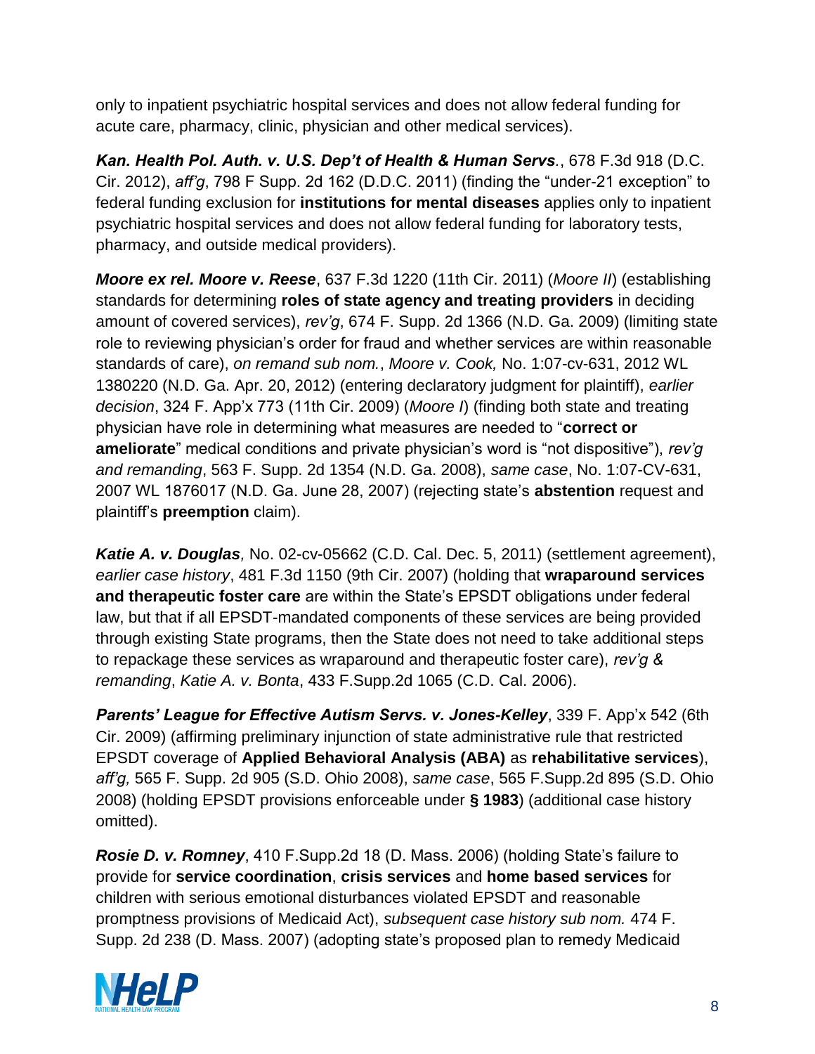only to inpatient psychiatric hospital services and does not allow federal funding for acute care, pharmacy, clinic, physician and other medical services).

***Kan. Health Pol. Auth. v. U.S. Dep't of Health & Human Servs***., 678 F.3d 918 (D.C. Cir. 2012), *aff'g*, 798 F Supp. 2d 162 (D.D.C. 2011) (finding the "under-21 exception" to federal funding exclusion for **institutions for mental diseases** applies only to inpatient psychiatric hospital services and does not allow federal funding for laboratory tests, pharmacy, and outside medical providers).

***Moore ex rel. Moore v. Reese***, 637 F.3d 1220 (11th Cir. 2011) (*Moore II*) (establishing standards for determining **roles of state agency and treating providers** in deciding amount of covered services), *rev'g*, 674 F. Supp. 2d 1366 (N.D. Ga. 2009) (limiting state role to reviewing physician's order for fraud and whether services are within reasonable standards of care), *on remand sub nom.*, *Moore v. Cook,* No. 1:07-cv-631, 2012 WL 1380220 (N.D. Ga. Apr. 20, 2012) (entering declaratory judgment for plaintiff), *earlier decision*, 324 F. App'x 773 (11th Cir. 2009) (*Moore I*) (finding both state and treating physician have role in determining what measures are needed to "**correct or ameliorate**" medical conditions and private physician's word is "not dispositive"), *rev'g and remanding*, 563 F. Supp. 2d 1354 (N.D. Ga. 2008), *same case*, No. 1:07-CV-631, 2007 WL 1876017 (N.D. Ga. June 28, 2007) (rejecting state's **abstention** request and plaintiff's **preemption** claim).

***Katie A. v. Douglas****,* No. 02-cv-05662 (C.D. Cal. Dec. 5, 2011) (settlement agreement), *earlier case history*, 481 F.3d 1150 (9th Cir. 2007) (holding that **wraparound services and therapeutic foster care** are within the State's EPSDT obligations under federal law, but that if all EPSDT-mandated components of these services are being provided through existing State programs, then the State does not need to take additional steps to repackage these services as wraparound and therapeutic foster care), *rev'g & remanding*, *Katie A. v. Bonta*, 433 F.Supp.2d 1065 (C.D. Cal. 2006).

***Parents' League for Effective Autism Servs. v. Jones-Kelley***, 339 F. App'x 542 (6th Cir. 2009) (affirming preliminary injunction of state administrative rule that restricted EPSDT coverage of **Applied Behavioral Analysis (ABA)** as **rehabilitative services**), *aff'g,* 565 F. Supp. 2d 905 (S.D. Ohio 2008), *same case*, 565 F.Supp.2d 895 (S.D. Ohio 2008) (holding EPSDT provisions enforceable under **§ 1983**) (additional case history omitted).

***Rosie D. v. Romney***, 410 F.Supp.2d 18 (D. Mass. 2006) (holding State's failure to provide for **service coordination**, **crisis services** and **home based services** for children with serious emotional disturbances violated EPSDT and reasonable promptness provisions of Medicaid Act), *subsequent case history sub nom.* 474 F. Supp. 2d 238 (D. Mass. 2007) (adopting state's proposed plan to remedy Medicaid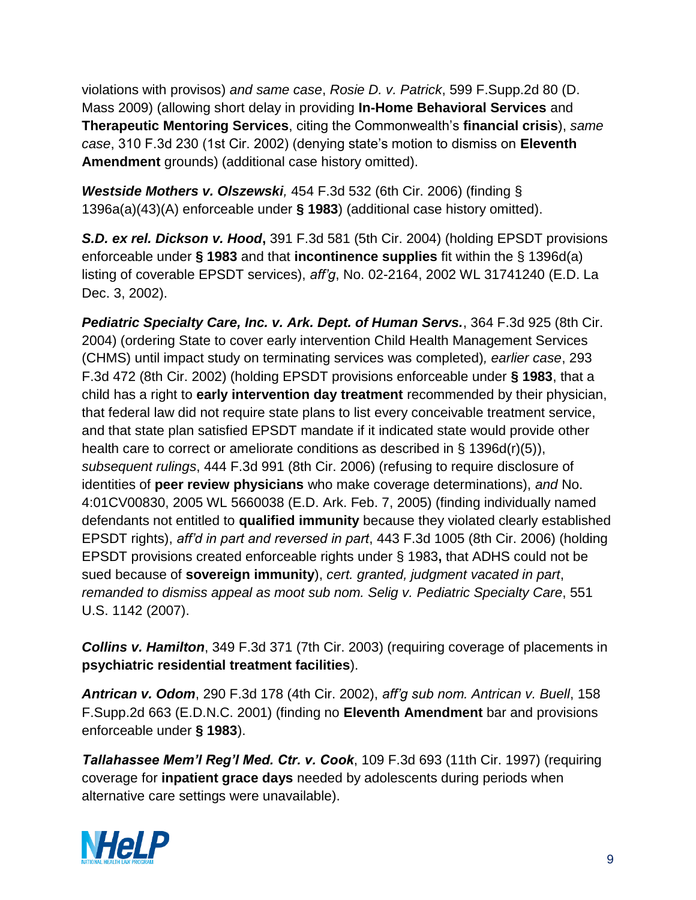violations with provisos) *and same case*, *Rosie D. v. Patrick*, 599 F.Supp.2d 80 (D. Mass 2009) (allowing short delay in providing **In-Home Behavioral Services** and **Therapeutic Mentoring Services**, citing the Commonwealth's **financial crisis**), *same case*, 310 F.3d 230 (1st Cir. 2002) (denying state's motion to dismiss on **Eleventh Amendment** grounds) (additional case history omitted).

***Westside Mothers v. Olszewski,*** 454 F.3d 532 (6th Cir. 2006) (finding § 1396a(a)(43)(A) enforceable under **§ 1983**) (additional case history omitted).

***S.D. ex rel. Dickson v. Hood*****,** 391 F.3d 581 (5th Cir. 2004) (holding EPSDT provisions enforceable under **§ 1983** and that **incontinence supplies** fit within the § 1396d(a) listing of coverable EPSDT services), *aff'g*, No. 02-2164, 2002 WL 31741240 (E.D. La Dec. 3, 2002).

***Pediatric Specialty Care, Inc. v. Ark. Dept. of Human Servs.***, 364 F.3d 925 (8th Cir. 2004) (ordering State to cover early intervention Child Health Management Services (CHMS) until impact study on terminating services was completed)*, earlier case*, 293 F.3d 472 (8th Cir. 2002) (holding EPSDT provisions enforceable under **§ 1983**, that a child has a right to **early intervention day treatment** recommended by their physician, that federal law did not require state plans to list every conceivable treatment service, and that state plan satisfied EPSDT mandate if it indicated state would provide other health care to correct or ameliorate conditions as described in § 1396d(r)(5)), *subsequent rulings*, 444 F.3d 991 (8th Cir. 2006) (refusing to require disclosure of identities of **peer review physicians** who make coverage determinations), *and* No. 4:01CV00830, 2005 WL 5660038 (E.D. Ark. Feb. 7, 2005) (finding individually named defendants not entitled to **qualified immunity** because they violated clearly established EPSDT rights), *aff'd in part and reversed in part*, 443 F.3d 1005 (8th Cir. 2006) (holding EPSDT provisions created enforceable rights under § 1983**,** that ADHS could not be sued because of **sovereign immunity**), *cert. granted, judgment vacated in part*, *remanded to dismiss appeal as moot sub nom. Selig v. Pediatric Specialty Care*, 551 U.S. 1142 (2007).

***Collins v. Hamilton***, 349 F.3d 371 (7th Cir. 2003) (requiring coverage of placements in **psychiatric residential treatment facilities**).

***Antrican v. Odom***, 290 F.3d 178 (4th Cir. 2002), *aff'g sub nom. Antrican v. Buell*, 158 F.Supp.2d 663 (E.D.N.C. 2001) (finding no **Eleventh Amendment** bar and provisions enforceable under **§ 1983**).

***Tallahassee Mem'l Reg'l Med. Ctr. v. Cook***, 109 F.3d 693 (11th Cir. 1997) (requiring coverage for **inpatient grace days** needed by adolescents during periods when alternative care settings were unavailable).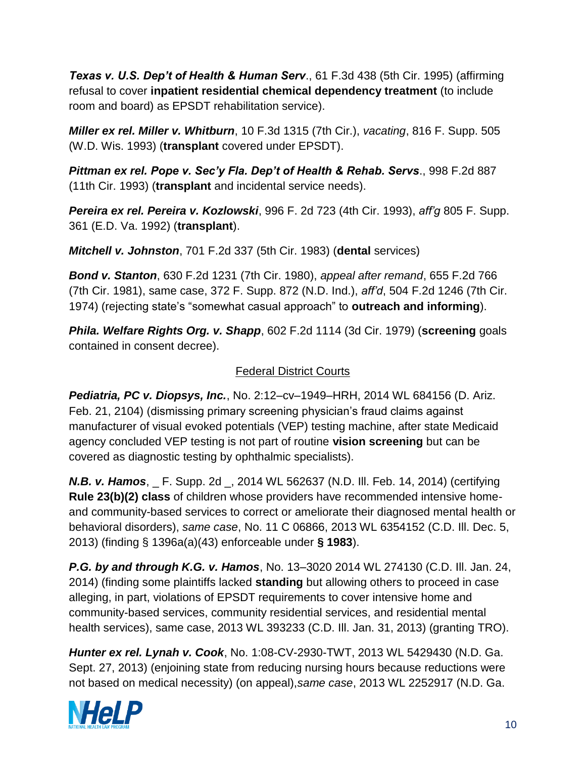***Texas v. U.S. Dep't of Health & Human Serv***., 61 F.3d 438 (5th Cir. 1995) (affirming refusal to cover **inpatient residential chemical dependency treatment** (to include room and board) as EPSDT rehabilitation service).

***Miller ex rel. Miller v. Whitburn***, 10 F.3d 1315 (7th Cir.), *vacating*, 816 F. Supp. 505 (W.D. Wis. 1993) (**transplant** covered under EPSDT).

***Pittman ex rel. Pope v. Sec'y Fla. Dep't of Health & Rehab. Servs***., 998 F.2d 887 (11th Cir. 1993) (**transplant** and incidental service needs).

***Pereira ex rel. Pereira v. Kozlowski***, 996 F. 2d 723 (4th Cir. 1993), *aff'g* 805 F. Supp. 361 (E.D. Va. 1992) (**transplant**).

***Mitchell v. Johnston***, 701 F.2d 337 (5th Cir. 1983) (**dental** services)

***Bond v. Stanton***, 630 F.2d 1231 (7th Cir. 1980), *appeal after remand*, 655 F.2d 766 (7th Cir. 1981), same case, 372 F. Supp. 872 (N.D. Ind.), *aff'd*, 504 F.2d 1246 (7th Cir. 1974) (rejecting state's "somewhat casual approach" to **outreach and informing**).

***Phila. Welfare Rights Org. v. Shapp***, 602 F.2d 1114 (3d Cir. 1979) (**screening** goals contained in consent decree).

<u>Federal District Courts</u>

***Pediatria, PC v. Diopsys, Inc.***, No. 2:12–cv–1949–HRH, 2014 WL 684156 (D. Ariz. Feb. 21, 2104) (dismissing primary screening physician's fraud claims against manufacturer of visual evoked potentials (VEP) testing machine, after state Medicaid agency concluded VEP testing is not part of routine **vision screening** but can be covered as diagnostic testing by ophthalmic specialists).

***N.B. v. Hamos***, _ F. Supp. 2d _, 2014 WL 562637 (N.D. Ill. Feb. 14, 2014) (certifying **Rule 23(b)(2) class** of children whose providers have recommended intensive home- and community-based services to correct or ameliorate their diagnosed mental health or behavioral disorders), *same case*, No. 11 C 06866, 2013 WL 6354152 (C.D. Ill. Dec. 5, 2013) (finding § 1396a(a)(43) enforceable under **§ 1983**).

***P.G. by and through K.G. v. Hamos***, No. 13–3020 2014 WL 274130 (C.D. Ill. Jan. 24, 2014) (finding some plaintiffs lacked **standing** but allowing others to proceed in case alleging, in part, violations of EPSDT requirements to cover intensive home and community-based services, community residential services, and residential mental health services), same case, 2013 WL 393233 (C.D. Ill. Jan. 31, 2013) (granting TRO).

***Hunter ex rel. Lynah v. Cook***, No. 1:08-CV-2930-TWT, 2013 WL 5429430 (N.D. Ga. Sept. 27, 2013) (enjoining state from reducing nursing hours because reductions were not based on medical necessity) (on appeal),*same case*, 2013 WL 2252917 (N.D. Ga.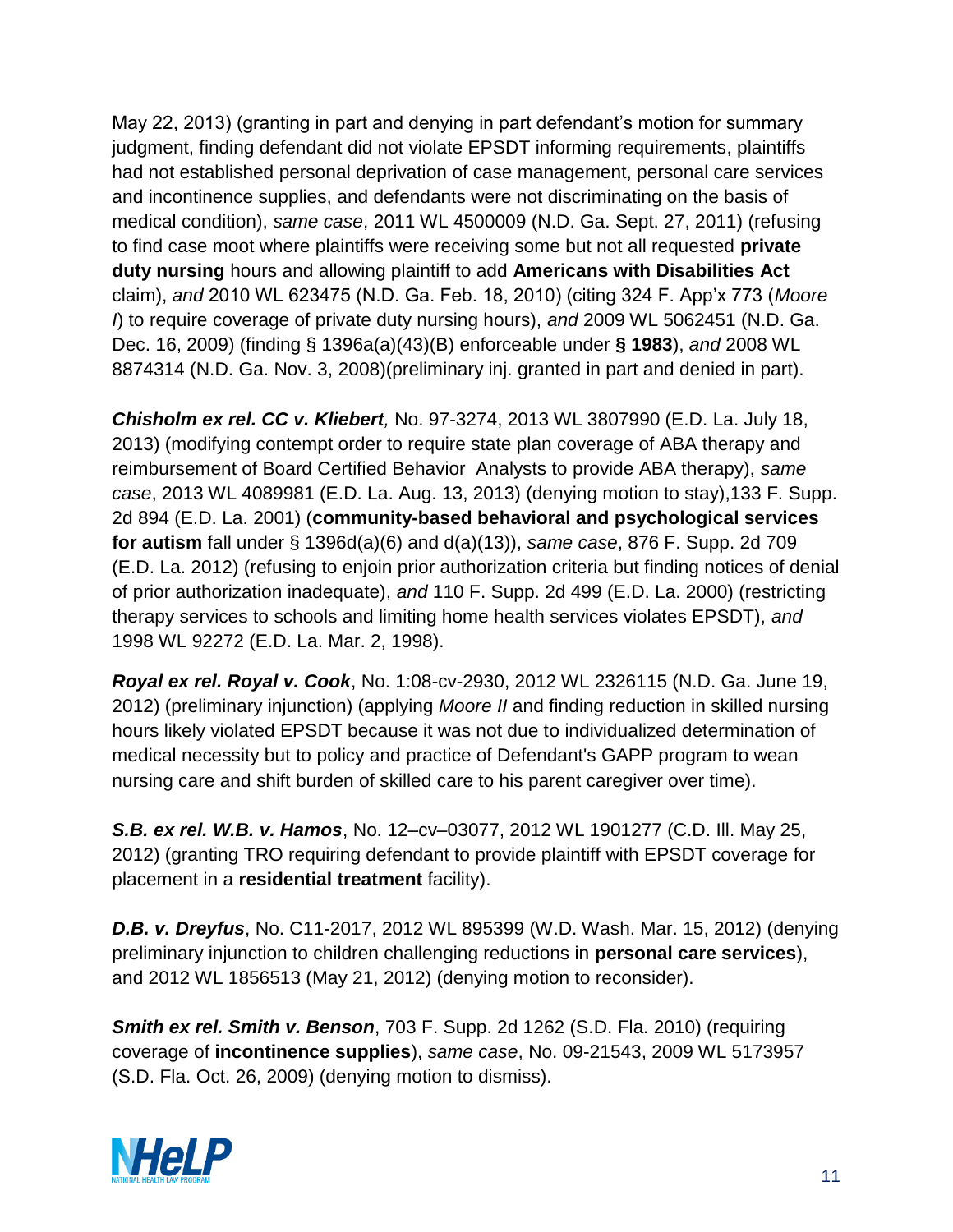May 22, 2013) (granting in part and denying in part defendant's motion for summary judgment, finding defendant did not violate EPSDT informing requirements, plaintiffs had not established personal deprivation of case management, personal care services and incontinence supplies, and defendants were not discriminating on the basis of medical condition), *same case*, 2011 WL 4500009 (N.D. Ga. Sept. 27, 2011) (refusing to find case moot where plaintiffs were receiving some but not all requested **private duty nursing** hours and allowing plaintiff to add **Americans with Disabilities Act** claim), *and* 2010 WL 623475 (N.D. Ga. Feb. 18, 2010) (citing 324 F. App'x 773 (*Moore I*) to require coverage of private duty nursing hours), *and* 2009 WL 5062451 (N.D. Ga. Dec. 16, 2009) (finding § 1396a(a)(43)(B) enforceable under **§ 1983**), *and* 2008 WL 8874314 (N.D. Ga. Nov. 3, 2008)(preliminary inj. granted in part and denied in part).

***Chisholm ex rel. CC v. Kliebert,*** No. 97-3274, 2013 WL 3807990 (E.D. La. July 18, 2013) (modifying contempt order to require state plan coverage of ABA therapy and reimbursement of Board Certified Behavior Analysts to provide ABA therapy), *same case*, 2013 WL 4089981 (E.D. La. Aug. 13, 2013) (denying motion to stay),133 F. Supp. 2d 894 (E.D. La. 2001) (**community-based behavioral and psychological services for autism** fall under § 1396d(a)(6) and d(a)(13)), *same case*, 876 F. Supp. 2d 709 (E.D. La. 2012) (refusing to enjoin prior authorization criteria but finding notices of denial of prior authorization inadequate), *and* 110 F. Supp. 2d 499 (E.D. La. 2000) (restricting therapy services to schools and limiting home health services violates EPSDT), *and* 1998 WL 92272 (E.D. La. Mar. 2, 1998).

***Royal ex rel. Royal v. Cook***, No. 1:08-cv-2930, 2012 WL 2326115 (N.D. Ga. June 19, 2012) (preliminary injunction) (applying *Moore II* and finding reduction in skilled nursing hours likely violated EPSDT because it was not due to individualized determination of medical necessity but to policy and practice of Defendant's GAPP program to wean nursing care and shift burden of skilled care to his parent caregiver over time).

***S.B. ex rel. W.B. v. Hamos***, No. 12–cv–03077, 2012 WL 1901277 (C.D. Ill. May 25, 2012) (granting TRO requiring defendant to provide plaintiff with EPSDT coverage for placement in a **residential treatment** facility).

***D.B. v. Dreyfus***, No. C11-2017, 2012 WL 895399 (W.D. Wash. Mar. 15, 2012) (denying preliminary injunction to children challenging reductions in **personal care services**), and 2012 WL 1856513 (May 21, 2012) (denying motion to reconsider).

***Smith ex rel. Smith v. Benson***, 703 F. Supp. 2d 1262 (S.D. Fla. 2010) (requiring coverage of **incontinence supplies**), *same case*, No. 09-21543, 2009 WL 5173957 (S.D. Fla. Oct. 26, 2009) (denying motion to dismiss).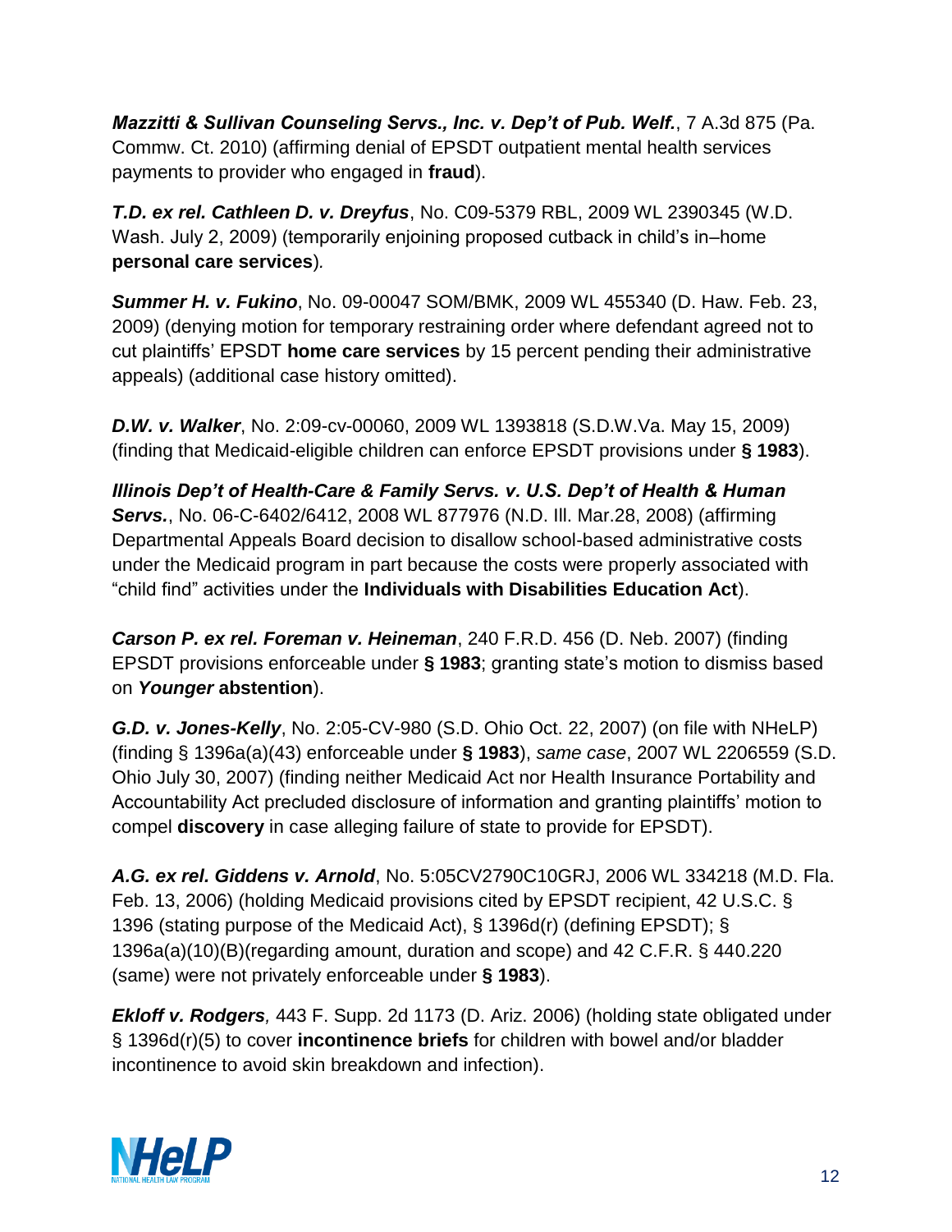***Mazzitti & Sullivan Counseling Servs., Inc. v. Dep't of Pub. Welf.***, 7 A.3d 875 (Pa. Commw. Ct. 2010) (affirming denial of EPSDT outpatient mental health services payments to provider who engaged in **fraud**).

***T.D. ex rel. Cathleen D. v. Dreyfus***, No. C09-5379 RBL, 2009 WL 2390345 (W.D. Wash. July 2, 2009) (temporarily enjoining proposed cutback in child's in–home **personal care services**).

***Summer H. v. Fukino***, No. 09-00047 SOM/BMK, 2009 WL 455340 (D. Haw. Feb. 23, 2009) (denying motion for temporary restraining order where defendant agreed not to cut plaintiffs' EPSDT **home care services** by 15 percent pending their administrative appeals) (additional case history omitted).

***D.W. v. Walker***, No. 2:09-cv-00060, 2009 WL 1393818 (S.D.W.Va. May 15, 2009) (finding that Medicaid-eligible children can enforce EPSDT provisions under **§ 1983**).

***Illinois Dep't of Health-Care & Family Servs. v. U.S. Dep't of Health & Human Servs.***, No. 06-C-6402/6412, 2008 WL 877976 (N.D. Ill. Mar.28, 2008) (affirming Departmental Appeals Board decision to disallow school-based administrative costs under the Medicaid program in part because the costs were properly associated with "child find" activities under the **Individuals with Disabilities Education Act**).

***Carson P. ex rel. Foreman v. Heineman***, 240 F.R.D. 456 (D. Neb. 2007) (finding EPSDT provisions enforceable under **§ 1983**; granting state's motion to dismiss based on ***Younger* abstention**).

***G.D. v. Jones-Kelly***, No. 2:05-CV-980 (S.D. Ohio Oct. 22, 2007) (on file with NHeLP) (finding § 1396a(a)(43) enforceable under **§ 1983**), *same case*, 2007 WL 2206559 (S.D. Ohio July 30, 2007) (finding neither Medicaid Act nor Health Insurance Portability and Accountability Act precluded disclosure of information and granting plaintiffs' motion to compel **discovery** in case alleging failure of state to provide for EPSDT).

***A.G. ex rel. Giddens v. Arnold***, No. 5:05CV2790C10GRJ, 2006 WL 334218 (M.D. Fla. Feb. 13, 2006) (holding Medicaid provisions cited by EPSDT recipient, 42 U.S.C. § 1396 (stating purpose of the Medicaid Act), § 1396d(r) (defining EPSDT); § 1396a(a)(10)(B)(regarding amount, duration and scope) and 42 C.F.R. § 440.220 (same) were not privately enforceable under **§ 1983**).

***Ekloff v. Rodgers***, 443 F. Supp. 2d 1173 (D. Ariz. 2006) (holding state obligated under § 1396d(r)(5) to cover **incontinence briefs** for children with bowel and/or bladder incontinence to avoid skin breakdown and infection).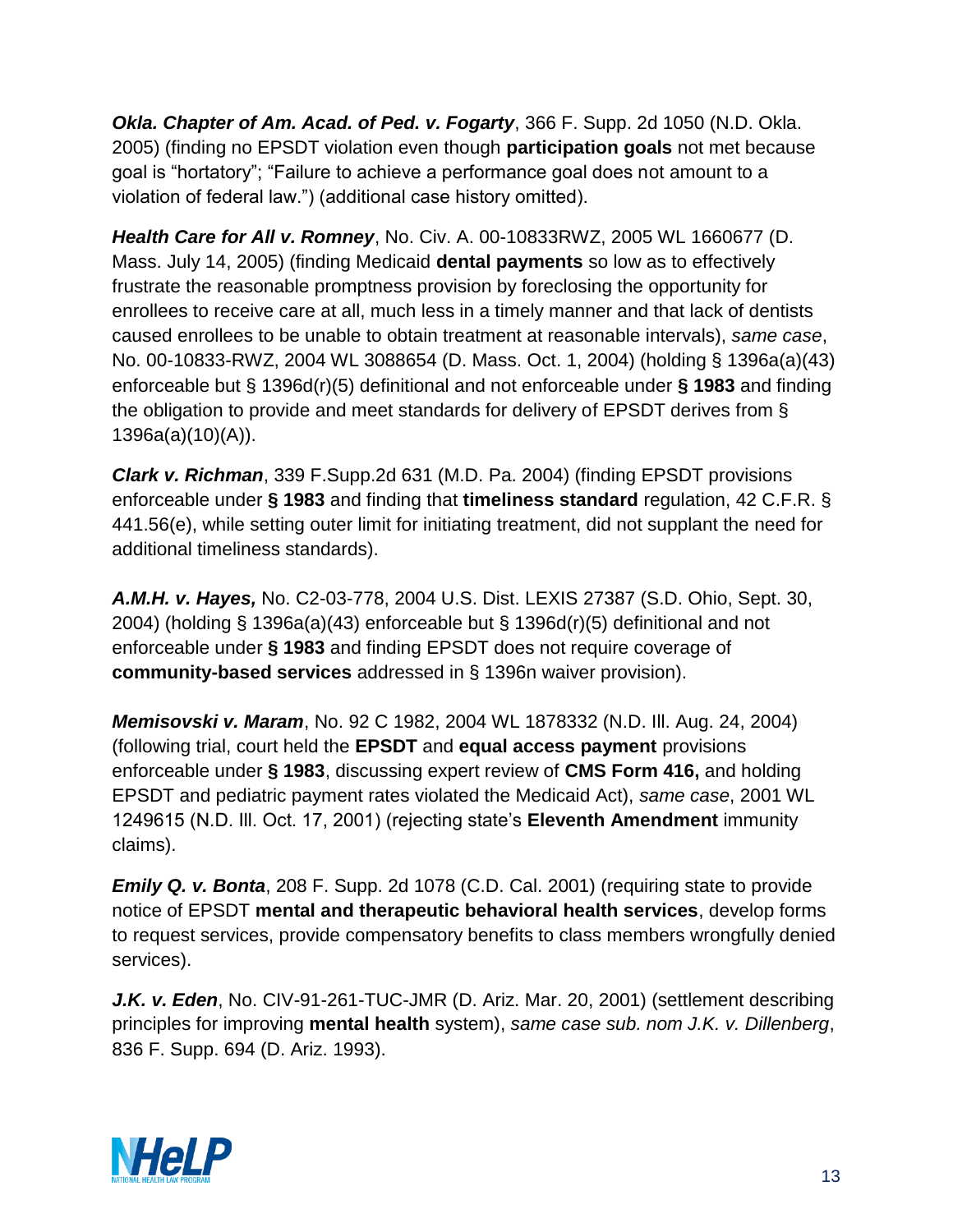***Okla. Chapter of Am. Acad. of Ped. v. Fogarty***, 366 F. Supp. 2d 1050 (N.D. Okla. 2005) (finding no EPSDT violation even though **participation goals** not met because goal is "hortatory"; "Failure to achieve a performance goal does not amount to a violation of federal law.") (additional case history omitted).

***Health Care for All v. Romney***, No. Civ. A. 00-10833RWZ, 2005 WL 1660677 (D. Mass. July 14, 2005) (finding Medicaid **dental payments** so low as to effectively frustrate the reasonable promptness provision by foreclosing the opportunity for enrollees to receive care at all, much less in a timely manner and that lack of dentists caused enrollees to be unable to obtain treatment at reasonable intervals), *same case*, No. 00-10833-RWZ, 2004 WL 3088654 (D. Mass. Oct. 1, 2004) (holding § 1396a(a)(43) enforceable but § 1396d(r)(5) definitional and not enforceable under **§ 1983** and finding the obligation to provide and meet standards for delivery of EPSDT derives from § 1396a(a)(10)(A)).

***Clark v. Richman***, 339 F.Supp.2d 631 (M.D. Pa. 2004) (finding EPSDT provisions enforceable under **§ 1983** and finding that **timeliness standard** regulation, 42 C.F.R. § 441.56(e), while setting outer limit for initiating treatment, did not supplant the need for additional timeliness standards).

***A.M.H. v. Hayes,*** No. C2-03-778, 2004 U.S. Dist. LEXIS 27387 (S.D. Ohio, Sept. 30, 2004) (holding § 1396a(a)(43) enforceable but § 1396d(r)(5) definitional and not enforceable under **§ 1983** and finding EPSDT does not require coverage of **community-based services** addressed in § 1396n waiver provision).

***Memisovski v. Maram***, No. 92 C 1982, 2004 WL 1878332 (N.D. Ill. Aug. 24, 2004) (following trial, court held the **EPSDT** and **equal access payment** provisions enforceable under **§ 1983**, discussing expert review of **CMS Form 416,** and holding EPSDT and pediatric payment rates violated the Medicaid Act), *same case*, 2001 WL 1249615 (N.D. Ill. Oct. 17, 2001) (rejecting state's **Eleventh Amendment** immunity claims).

***Emily Q. v. Bonta***, 208 F. Supp. 2d 1078 (C.D. Cal. 2001) (requiring state to provide notice of EPSDT **mental and therapeutic behavioral health services**, develop forms to request services, provide compensatory benefits to class members wrongfully denied services).

***J.K. v. Eden***, No. CIV-91-261-TUC-JMR (D. Ariz. Mar. 20, 2001) (settlement describing principles for improving **mental health** system), *same case sub. nom J.K. v. Dillenberg*, 836 F. Supp. 694 (D. Ariz. 1993).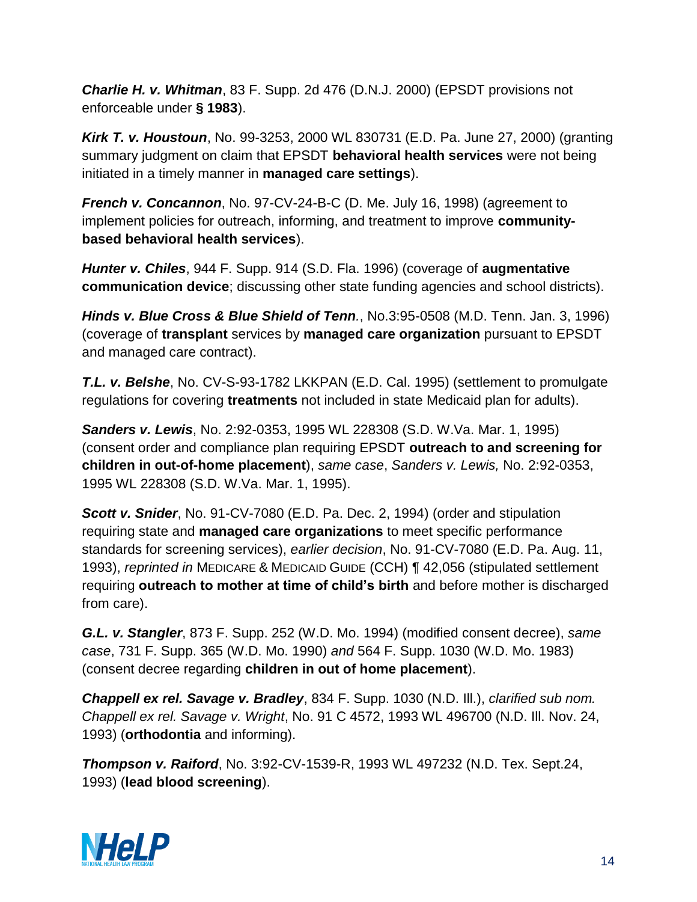***Charlie H. v. Whitman***, 83 F. Supp. 2d 476 (D.N.J. 2000) (EPSDT provisions not enforceable under **§ 1983**).

***Kirk T. v. Houstoun***, No. 99-3253, 2000 WL 830731 (E.D. Pa. June 27, 2000) (granting summary judgment on claim that EPSDT **behavioral health services** were not being initiated in a timely manner in **managed care settings**).

***French v. Concannon***, No. 97-CV-24-B-C (D. Me. July 16, 1998) (agreement to implement policies for outreach, informing, and treatment to improve **community-based behavioral health services**).

***Hunter v. Chiles***, 944 F. Supp. 914 (S.D. Fla. 1996) (coverage of **augmentative communication device**; discussing other state funding agencies and school districts).

***Hinds v. Blue Cross & Blue Shield of Tenn.***, No.3:95-0508 (M.D. Tenn. Jan. 3, 1996) (coverage of **transplant** services by **managed care organization** pursuant to EPSDT and managed care contract).

***T.L. v. Belshe***, No. CV-S-93-1782 LKKPAN (E.D. Cal. 1995) (settlement to promulgate regulations for covering **treatments** not included in state Medicaid plan for adults).

***Sanders v. Lewis***, No. 2:92-0353, 1995 WL 228308 (S.D. W.Va. Mar. 1, 1995) (consent order and compliance plan requiring EPSDT **outreach to and screening for children in out-of-home placement**), *same case*, *Sanders v. Lewis,* No. 2:92-0353, 1995 WL 228308 (S.D. W.Va. Mar. 1, 1995).

***Scott v. Snider***, No. 91-CV-7080 (E.D. Pa. Dec. 2, 1994) (order and stipulation requiring state and **managed care organizations** to meet specific performance standards for screening services), *earlier decision*, No. 91-CV-7080 (E.D. Pa. Aug. 11, 1993), *reprinted in* MEDICARE & MEDICAID GUIDE (CCH) ¶ 42,056 (stipulated settlement requiring **outreach to mother at time of child's birth** and before mother is discharged from care).

***G.L. v. Stangler***, 873 F. Supp. 252 (W.D. Mo. 1994) (modified consent decree), *same case*, 731 F. Supp. 365 (W.D. Mo. 1990) *and* 564 F. Supp. 1030 (W.D. Mo. 1983) (consent decree regarding **children in out of home placement**).

***Chappell ex rel. Savage v. Bradley***, 834 F. Supp. 1030 (N.D. Ill.), *clarified sub nom. Chappell ex rel. Savage v. Wright*, No. 91 C 4572, 1993 WL 496700 (N.D. Ill. Nov. 24, 1993) (**orthodontia** and informing).

***Thompson v. Raiford***, No. 3:92-CV-1539-R, 1993 WL 497232 (N.D. Tex. Sept.24, 1993) (**lead blood screening**).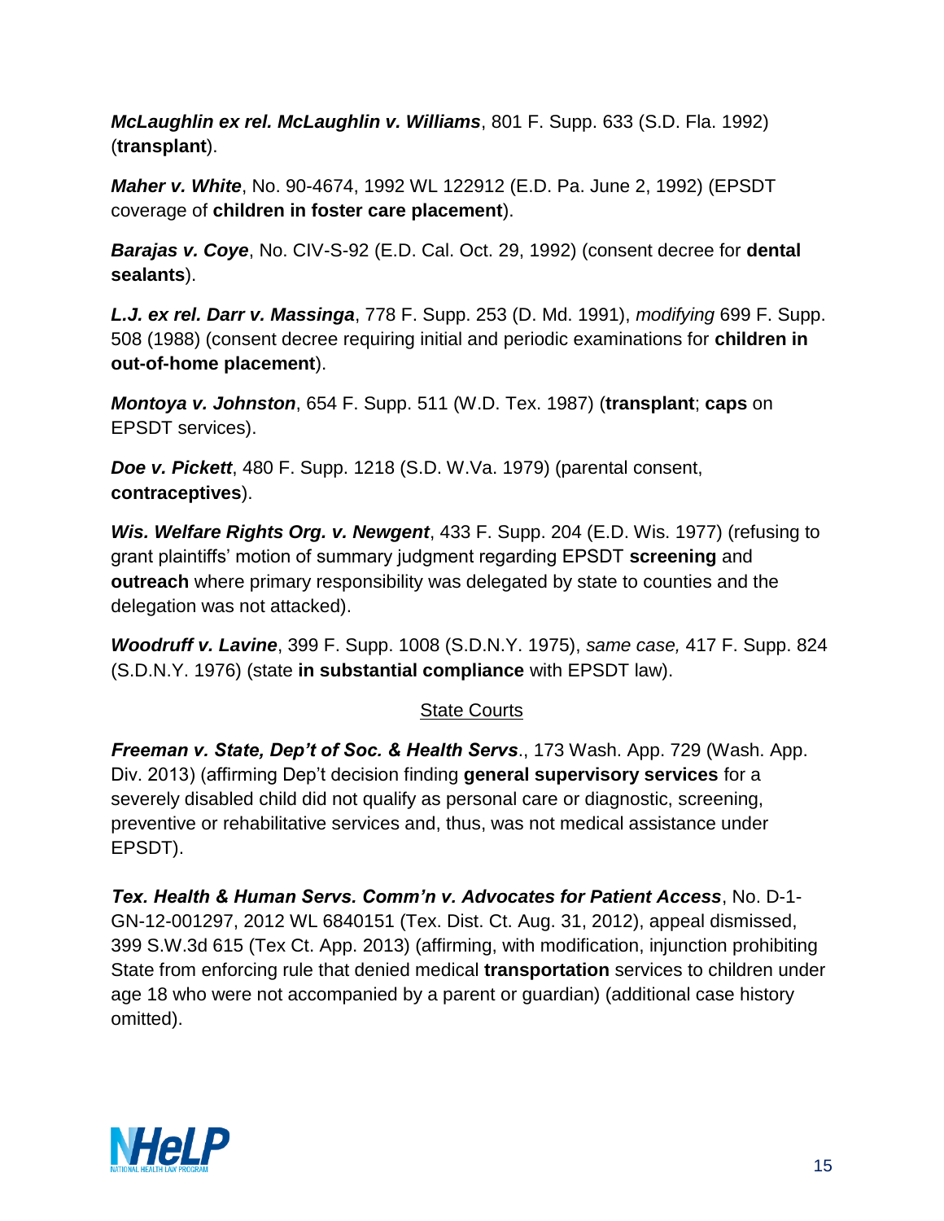***McLaughlin ex rel. McLaughlin v. Williams***, 801 F. Supp. 633 (S.D. Fla. 1992) (**transplant**).

***Maher v. White***, No. 90-4674, 1992 WL 122912 (E.D. Pa. June 2, 1992) (EPSDT coverage of **children in foster care placement**).

***Barajas v. Coye***, No. CIV-S-92 (E.D. Cal. Oct. 29, 1992) (consent decree for **dental sealants**).

***L.J. ex rel. Darr v. Massinga***, 778 F. Supp. 253 (D. Md. 1991), *modifying* 699 F. Supp. 508 (1988) (consent decree requiring initial and periodic examinations for **children in out-of-home placement**).

***Montoya v. Johnston***, 654 F. Supp. 511 (W.D. Tex. 1987) (**transplant**; **caps** on EPSDT services).

***Doe v. Pickett***, 480 F. Supp. 1218 (S.D. W.Va. 1979) (parental consent, **contraceptives**).

***Wis. Welfare Rights Org. v. Newgent***, 433 F. Supp. 204 (E.D. Wis. 1977) (refusing to grant plaintiffs' motion of summary judgment regarding EPSDT **screening** and **outreach** where primary responsibility was delegated by state to counties and the delegation was not attacked).

***Woodruff v. Lavine***, 399 F. Supp. 1008 (S.D.N.Y. 1975), *same case,* 417 F. Supp. 824 (S.D.N.Y. 1976) (state **in substantial compliance** with EPSDT law).

<u>State Courts</u>

***Freeman v. State, Dep't of Soc. & Health Servs***., 173 Wash. App. 729 (Wash. App. Div. 2013) (affirming Dep't decision finding **general supervisory services** for a severely disabled child did not qualify as personal care or diagnostic, screening, preventive or rehabilitative services and, thus, was not medical assistance under EPSDT).

***Tex. Health & Human Servs. Comm'n v. Advocates for Patient Access***, No. D-1-GN-12-001297, 2012 WL 6840151 (Tex. Dist. Ct. Aug. 31, 2012), appeal dismissed, 399 S.W.3d 615 (Tex Ct. App. 2013) (affirming, with modification, injunction prohibiting State from enforcing rule that denied medical **transportation** services to children under age 18 who were not accompanied by a parent or guardian) (additional case history omitted).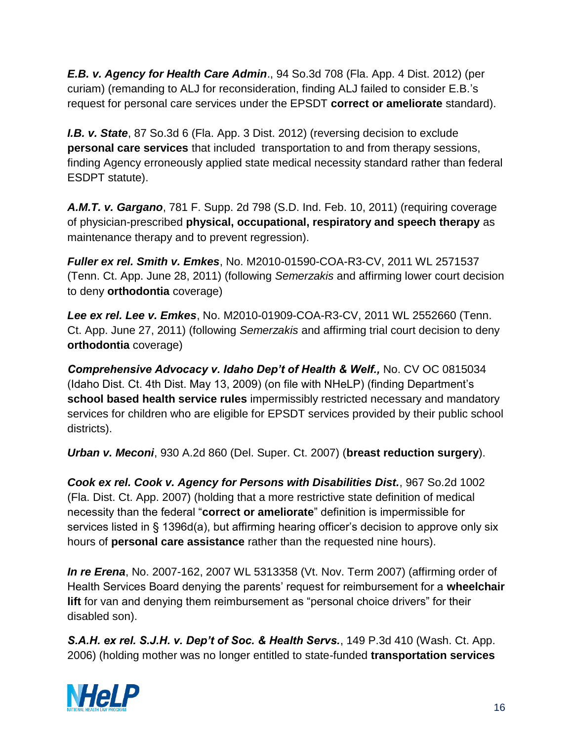***E.B. v. Agency for Health Care Admin***., 94 So.3d 708 (Fla. App. 4 Dist. 2012) (per curiam) (remanding to ALJ for reconsideration, finding ALJ failed to consider E.B.'s request for personal care services under the EPSDT **correct or ameliorate** standard).

***I.B. v. State***, 87 So.3d 6 (Fla. App. 3 Dist. 2012) (reversing decision to exclude **personal care services** that included transportation to and from therapy sessions, finding Agency erroneously applied state medical necessity standard rather than federal ESDPT statute).

***A.M.T. v. Gargano***, 781 F. Supp. 2d 798 (S.D. Ind. Feb. 10, 2011) (requiring coverage of physician-prescribed **physical, occupational, respiratory and speech therapy** as maintenance therapy and to prevent regression).

***Fuller ex rel. Smith v. Emkes***, No. M2010-01590-COA-R3-CV, 2011 WL 2571537 (Tenn. Ct. App. June 28, 2011) (following *Semerzakis* and affirming lower court decision to deny **orthodontia** coverage)

***Lee ex rel. Lee v. Emkes***, No. M2010-01909-COA-R3-CV, 2011 WL 2552660 (Tenn. Ct. App. June 27, 2011) (following *Semerzakis* and affirming trial court decision to deny **orthodontia** coverage)

***Comprehensive Advocacy v. Idaho Dep't of Health & Welf.,*** No. CV OC 0815034 (Idaho Dist. Ct. 4th Dist. May 13, 2009) (on file with NHeLP) (finding Department's **school based health service rules** impermissibly restricted necessary and mandatory services for children who are eligible for EPSDT services provided by their public school districts).

***Urban v. Meconi***, 930 A.2d 860 (Del. Super. Ct. 2007) (**breast reduction surgery**).

***Cook ex rel. Cook v. Agency for Persons with Disabilities Dist.***, 967 So.2d 1002 (Fla. Dist. Ct. App. 2007) (holding that a more restrictive state definition of medical necessity than the federal "**correct or ameliorate**" definition is impermissible for services listed in § 1396d(a), but affirming hearing officer's decision to approve only six hours of **personal care assistance** rather than the requested nine hours).

***In re Erena***, No. 2007-162, 2007 WL 5313358 (Vt. Nov. Term 2007) (affirming order of Health Services Board denying the parents' request for reimbursement for a **wheelchair lift** for van and denying them reimbursement as "personal choice drivers" for their disabled son).

***S.A.H. ex rel. S.J.H. v. Dep't of Soc. & Health Servs.***, 149 P.3d 410 (Wash. Ct. App. 2006) (holding mother was no longer entitled to state-funded **transportation services**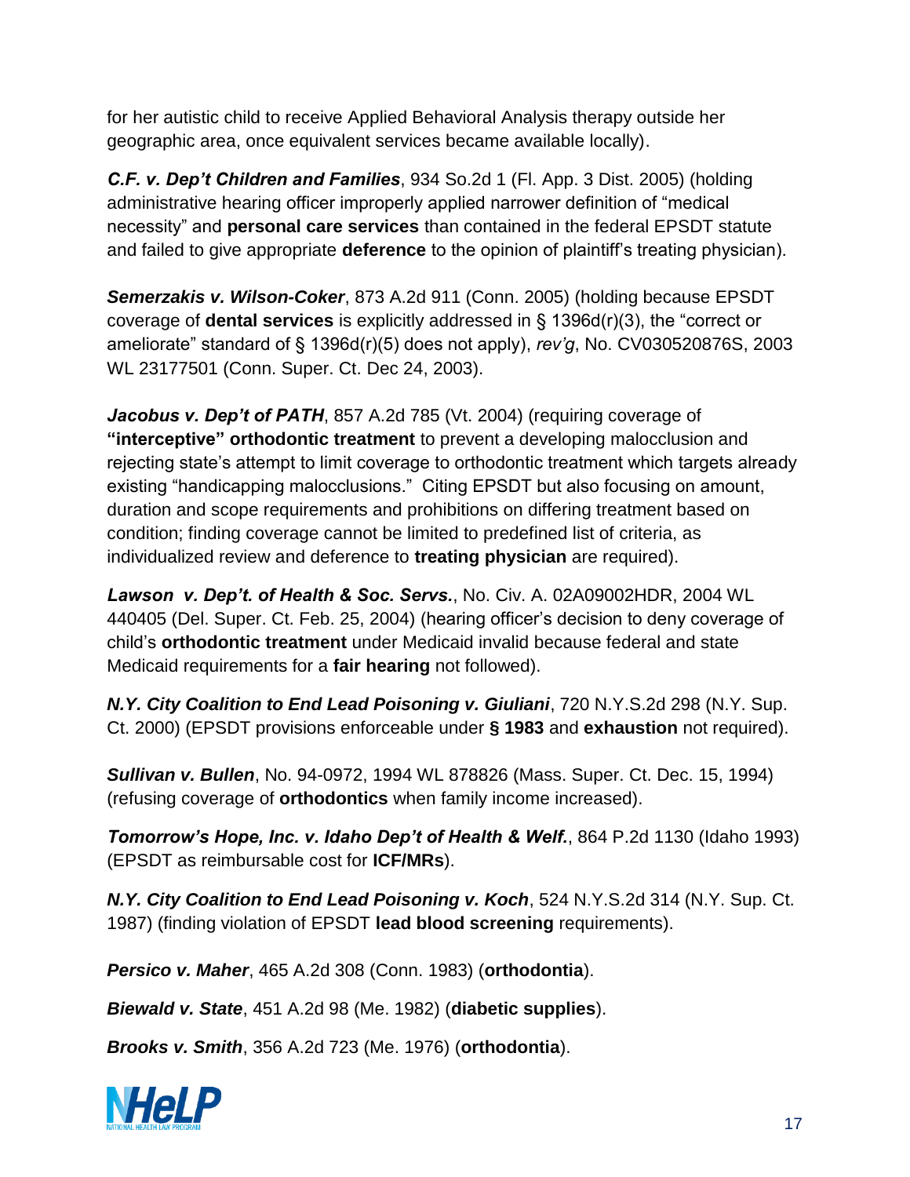for her autistic child to receive Applied Behavioral Analysis therapy outside her geographic area, once equivalent services became available locally).

***C.F. v. Dep't Children and Families***, 934 So.2d 1 (Fl. App. 3 Dist. 2005) (holding administrative hearing officer improperly applied narrower definition of "medical necessity" and **personal care services** than contained in the federal EPSDT statute and failed to give appropriate **deference** to the opinion of plaintiff's treating physician).

***Semerzakis v. Wilson-Coker***, 873 A.2d 911 (Conn. 2005) (holding because EPSDT coverage of **dental services** is explicitly addressed in § 1396d(r)(3), the "correct or ameliorate" standard of § 1396d(r)(5) does not apply), *rev'g*, No. CV030520876S, 2003 WL 23177501 (Conn. Super. Ct. Dec 24, 2003).

***Jacobus v. Dep't of PATH***, 857 A.2d 785 (Vt. 2004) (requiring coverage of **"interceptive" orthodontic treatment** to prevent a developing malocclusion and rejecting state's attempt to limit coverage to orthodontic treatment which targets already existing "handicapping malocclusions." Citing EPSDT but also focusing on amount, duration and scope requirements and prohibitions on differing treatment based on condition; finding coverage cannot be limited to predefined list of criteria, as individualized review and deference to **treating physician** are required).

***Lawson v. Dep't. of Health & Soc. Servs.***, No. Civ. A. 02A09002HDR, 2004 WL 440405 (Del. Super. Ct. Feb. 25, 2004) (hearing officer's decision to deny coverage of child's **orthodontic treatment** under Medicaid invalid because federal and state Medicaid requirements for a **fair hearing** not followed).

***N.Y. City Coalition to End Lead Poisoning v. Giuliani***, 720 N.Y.S.2d 298 (N.Y. Sup. Ct. 2000) (EPSDT provisions enforceable under **§ 1983** and **exhaustion** not required).

***Sullivan v. Bullen***, No. 94-0972, 1994 WL 878826 (Mass. Super. Ct. Dec. 15, 1994) (refusing coverage of **orthodontics** when family income increased).

***Tomorrow's Hope, Inc. v. Idaho Dep't of Health & Welf.***, 864 P.2d 1130 (Idaho 1993) (EPSDT as reimbursable cost for **ICF/MRs**).

***N.Y. City Coalition to End Lead Poisoning v. Koch***, 524 N.Y.S.2d 314 (N.Y. Sup. Ct. 1987) (finding violation of EPSDT **lead blood screening** requirements).

***Persico v. Maher***, 465 A.2d 308 (Conn. 1983) (**orthodontia**).

***Biewald v. State***, 451 A.2d 98 (Me. 1982) (**diabetic supplies**).

***Brooks v. Smith***, 356 A.2d 723 (Me. 1976) (**orthodontia**).

NHeLP
NATIONAL HEALTH LAW PROGRAM